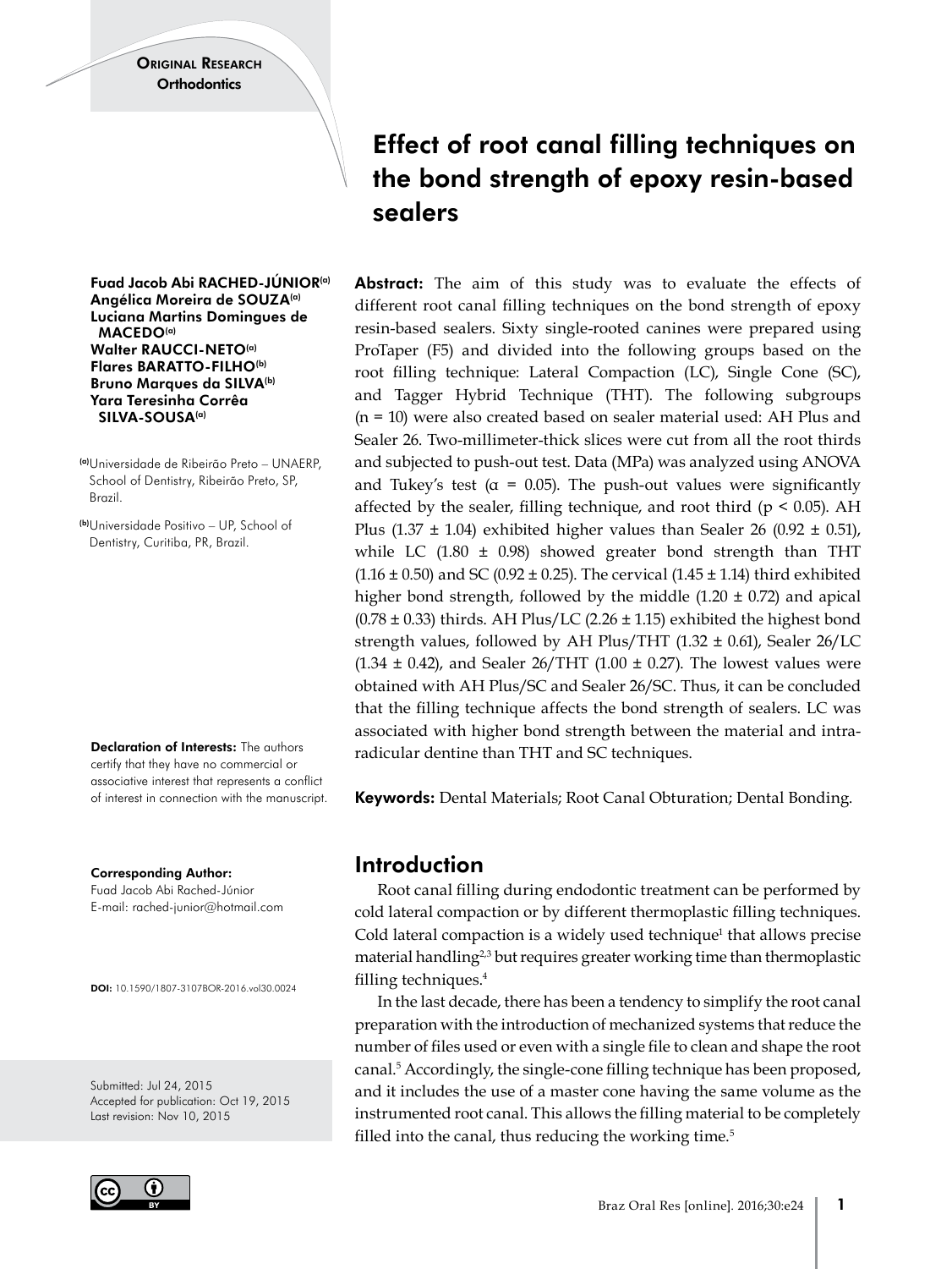Original Research
Orthodontics

# Effect of root canal filling techniques on the bond strength of epoxy resin-based sealers

**Fuad Jacob Abi RACHED-JÚNIOR[a]**
**Angélica Moreira de SOUZA[a]**
**Luciana Martins Domingues de MACEDO[a]**
**Walter RAUCCI-NETO[a]**
**Flares BARATTO-FILHO[b]**
**Bruno Marques da SILVA[b]**
**Yara Teresinha Corrêa SILVA-SOUSA[a]**

[a]Universidade de Ribeirão Preto – UNAERP, School of Dentistry, Ribeirão Preto, SP, Brazil.

[b]Universidade Positivo – UP, School of Dentistry, Curitiba, PR, Brazil.

**Declaration of Interests:** The authors certify that they have no commercial or associative interest that represents a conflict of interest in connection with the manuscript.

**Corresponding Author:**
Fuad Jacob Abi Rached-Júnior
E-mail: rached-junior@hotmail.com

**DOI:** 10.1590/1807-3107BOR-2016.vol30.0024

Submitted: Jul 24, 2015
Accepted for publication: Oct 19, 2015
Last revision: Nov 10, 2015

**Abstract:** The aim of this study was to evaluate the effects of different root canal filling techniques on the bond strength of epoxy resin-based sealers. Sixty single-rooted canines were prepared using ProTaper (F5) and divided into the following groups based on the root filling technique: Lateral Compaction (LC), Single Cone (SC), and Tagger Hybrid Technique (THT). The following subgroups (n = 10) were also created based on sealer material used: AH Plus and Sealer 26. Two-millimeter-thick slices were cut from all the root thirds and subjected to push-out test. Data (MPa) was analyzed using ANOVA and Tukey's test ($\alpha = 0.05$). The push-out values were significantly affected by the sealer, filling technique, and root third ($p < 0.05$). AH Plus (1.37 ± 1.04) exhibited higher values than Sealer 26 (0.92 ± 0.51), while LC (1.80 ± 0.98) showed greater bond strength than THT (1.16 ± 0.50) and SC (0.92 ± 0.25). The cervical (1.45 ± 1.14) third exhibited higher bond strength, followed by the middle (1.20 ± 0.72) and apical (0.78 ± 0.33) thirds. AH Plus/LC (2.26 ± 1.15) exhibited the highest bond strength values, followed by AH Plus/THT (1.32 ± 0.61), Sealer 26/LC (1.34 ± 0.42), and Sealer 26/THT (1.00 ± 0.27). The lowest values were obtained with AH Plus/SC and Sealer 26/SC. Thus, it can be concluded that the filling technique affects the bond strength of sealers. LC was associated with higher bond strength between the material and intra-radicular dentine than THT and SC techniques.

**Keywords:** Dental Materials; Root Canal Obturation; Dental Bonding.

## Introduction

Root canal filling during endodontic treatment can be performed by cold lateral compaction or by different thermoplastic filling techniques. Cold lateral compaction is a widely used technique[1] that allows precise material handling[2,3] but requires greater working time than thermoplastic filling techniques.[4]

In the last decade, there has been a tendency to simplify the root canal preparation with the introduction of mechanized systems that reduce the number of files used or even with a single file to clean and shape the root canal.[5] Accordingly, the single-cone filling technique has been proposed, and it includes the use of a master cone having the same volume as the instrumented root canal. This allows the filling material to be completely filled into the canal, thus reducing the working time.[5]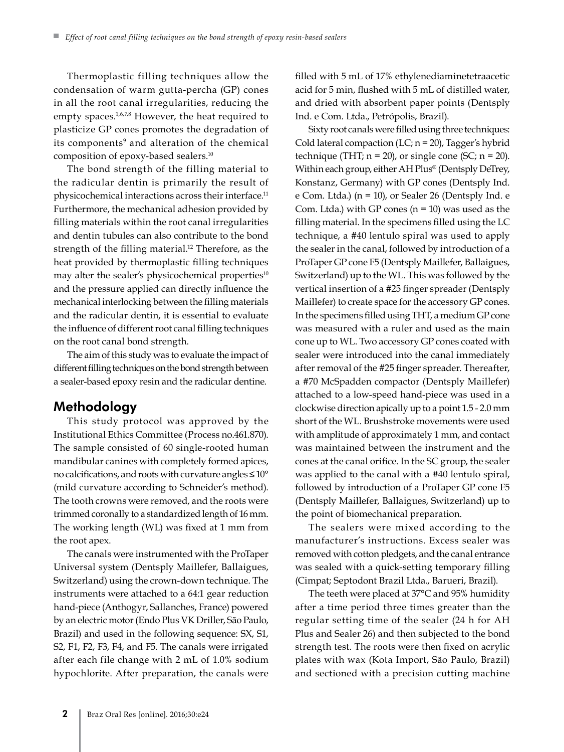Thermoplastic filling techniques allow the condensation of warm gutta-percha (GP) cones in all the root canal irregularities, reducing the empty spaces.[1,6,7,8] However, the heat required to plasticize GP cones promotes the degradation of its components[9] and alteration of the chemical composition of epoxy-based sealers.[10]

The bond strength of the filling material to the radicular dentin is primarily the result of physicochemical interactions across their interface.[11] Furthermore, the mechanical adhesion provided by filling materials within the root canal irregularities and dentin tubules can also contribute to the bond strength of the filling material.[12] Therefore, as the heat provided by thermoplastic filling techniques may alter the sealer's physicochemical properties[10] and the pressure applied can directly influence the mechanical interlocking between the filling materials and the radicular dentin, it is essential to evaluate the influence of different root canal filling techniques on the root canal bond strength.

The aim of this study was to evaluate the impact of different filling techniques on the bond strength between a sealer-based epoxy resin and the radicular dentine.

## Methodology

This study protocol was approved by the Institutional Ethics Committee (Process no.461.870). The sample consisted of 60 single-rooted human mandibular canines with completely formed apices, no calcifications, and roots with curvature angles ≤ 10° (mild curvature according to Schneider's method). The tooth crowns were removed, and the roots were trimmed coronally to a standardized length of 16 mm. The working length (WL) was fixed at 1 mm from the root apex.

The canals were instrumented with the ProTaper Universal system (Dentsply Maillefer, Ballaigues, Switzerland) using the crown-down technique. The instruments were attached to a 64:1 gear reduction hand-piece (Anthogyr, Sallanches, France) powered by an electric motor (Endo Plus VK Driller, São Paulo, Brazil) and used in the following sequence: SX, S1, S2, F1, F2, F3, F4, and F5. The canals were irrigated after each file change with 2 mL of 1.0% sodium hypochlorite. After preparation, the canals were filled with 5 mL of 17% ethylenediaminetetraacetic acid for 5 min, flushed with 5 mL of distilled water, and dried with absorbent paper points (Dentsply Ind. e Com. Ltda., Petrópolis, Brazil).

Sixty root canals were filled using three techniques: Cold lateral compaction (LC; n = 20), Tagger's hybrid technique (THT; n = 20), or single cone (SC; n = 20). Within each group, either AH Plus® (Dentsply DeTrey, Konstanz, Germany) with GP cones (Dentsply Ind. e Com. Ltda.) (n = 10), or Sealer 26 (Dentsply Ind. e Com. Ltda.) with GP cones (n = 10) was used as the filling material. In the specimens filled using the LC technique, a #40 lentulo spiral was used to apply the sealer in the canal, followed by introduction of a ProTaper GP cone F5 (Dentsply Maillefer, Ballaigues, Switzerland) up to the WL. This was followed by the vertical insertion of a #25 finger spreader (Dentsply Maillefer) to create space for the accessory GP cones. In the specimens filled using THT, a medium GP cone was measured with a ruler and used as the main cone up to WL. Two accessory GP cones coated with sealer were introduced into the canal immediately after removal of the #25 finger spreader. Thereafter, a #70 McSpadden compactor (Dentsply Maillefer) attached to a low-speed hand-piece was used in a clockwise direction apically up to a point 1.5 - 2.0 mm short of the WL. Brushstroke movements were used with amplitude of approximately 1 mm, and contact was maintained between the instrument and the cones at the canal orifice. In the SC group, the sealer was applied to the canal with a #40 lentulo spiral, followed by introduction of a ProTaper GP cone F5 (Dentsply Maillefer, Ballaigues, Switzerland) up to the point of biomechanical preparation.

The sealers were mixed according to the manufacturer's instructions. Excess sealer was removed with cotton pledgets, and the canal entrance was sealed with a quick-setting temporary filling (Cimpat; Septodont Brazil Ltda., Barueri, Brazil).

The teeth were placed at 37°C and 95% humidity after a time period three times greater than the regular setting time of the sealer (24 h for AH Plus and Sealer 26) and then subjected to the bond strength test. The roots were then fixed on acrylic plates with wax (Kota Import, São Paulo, Brazil) and sectioned with a precision cutting machine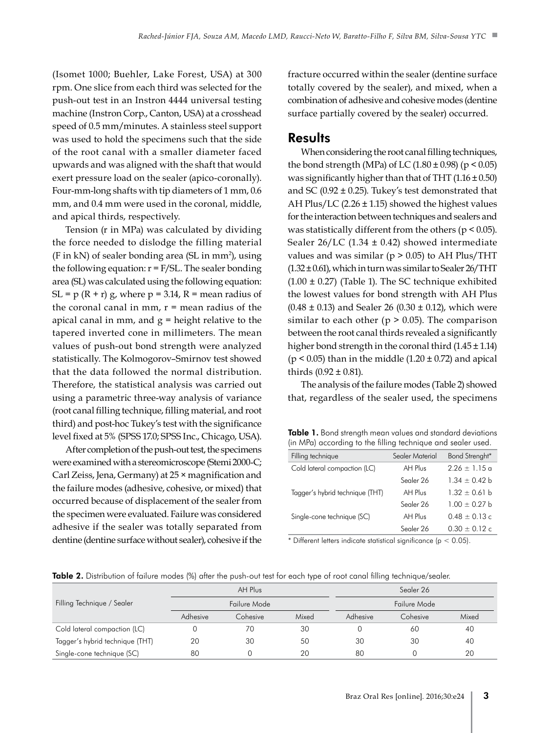(Isomet 1000; Buehler, Lake Forest, USA) at 300 rpm. One slice from each third was selected for the push-out test in an Instron 4444 universal testing machine (Instron Corp., Canton, USA) at a crosshead speed of 0.5 mm/minutes. A stainless steel support was used to hold the specimens such that the side of the root canal with a smaller diameter faced upwards and was aligned with the shaft that would exert pressure load on the sealer (apico-coronally). Four-mm-long shafts with tip diameters of 1 mm, 0.6 mm, and 0.4 mm were used in the coronal, middle, and apical thirds, respectively.

Tension (r in MPa) was calculated by dividing the force needed to dislodge the filling material (F in kN) of sealer bonding area (SL in $mm^2$), using the following equation: $r = F/SL$. The sealer bonding area (SL) was calculated using the following equation: $SL = p (R + r) g$, where $p = 3.14$, R = mean radius of the coronal canal in mm, r = mean radius of the apical canal in mm, and g = height relative to the tapered inverted cone in millimeters. The mean values of push-out bond strength were analyzed statistically. The Kolmogorov–Smirnov test showed that the data followed the normal distribution. Therefore, the statistical analysis was carried out using a parametric three-way analysis of variance (root canal filling technique, filling material, and root third) and post-hoc Tukey's test with the significance level fixed at 5% (SPSS 17.0; SPSS Inc., Chicago, USA).

After completion of the push-out test, the specimens were examined with a stereomicroscope (Stemi 2000-C; Carl Zeiss, Jena, Germany) at 25 × magnification and the failure modes (adhesive, cohesive, or mixed) that occurred because of displacement of the sealer from the specimen were evaluated. Failure was considered adhesive if the sealer was totally separated from dentine (dentine surface without sealer), cohesive if the fracture occurred within the sealer (dentine surface totally covered by the sealer), and mixed, when a combination of adhesive and cohesive modes (dentine surface partially covered by the sealer) occurred.

## Results

When considering the root canal filling techniques, the bond strength (MPa) of LC (1.80 ± 0.98) ($p < 0.05$) was significantly higher than that of THT (1.16 ± 0.50) and SC (0.92 ± 0.25). Tukey's test demonstrated that AH Plus/LC (2.26 ± 1.15) showed the highest values for the interaction between techniques and sealers and was statistically different from the others ($p < 0.05$). Sealer 26/LC (1.34 ± 0.42) showed intermediate values and was similar ($p > 0.05$) to AH Plus/THT (1.32 ± 0.61), which in turn was similar to Sealer 26/THT (1.00 ± 0.27) (Table 1). The SC technique exhibited the lowest values for bond strength with AH Plus (0.48 ± 0.13) and Sealer 26 (0.30 ± 0.12), which were similar to each other ($p > 0.05$). The comparison between the root canal thirds revealed a significantly higher bond strength in the coronal third (1.45 ± 1.14) ($p < 0.05$) than in the middle (1.20 ± 0.72) and apical thirds (0.92 ± 0.81).

The analysis of the failure modes (Table 2) showed that, regardless of the sealer used, the specimens

**Table 1.** Bond strength mean values and standard deviations (in MPa) according to the filling technique and sealer used.

| Filling technique | Sealer Material | Bond Strenght* |
|---|---|---|
| Cold lateral compaction (LC) | AH Plus | 2.26 ± 1.15 a |
| | Sealer 26 | 1.34 ± 0.42 b |
| Tagger's hybrid technique (THT) | AH Plus | 1.32 ± 0.61 b |
| | Sealer 26 | 1.00 ± 0.27 b |
| Single-cone technique (SC) | AH Plus | 0.48 ± 0.13 c |
| | Sealer 26 | 0.30 ± 0.12 c |

\* Different letters indicate statistical significance ($p < 0.05$).

**Table 2.** Distribution of failure modes (%) after the push-out test for each type of root canal filling technique/sealer.

| Filling Technique / Sealer | AH Plus | | | Sealer 26 | | |
|---|---|---|---|---|---|---|
| | Failure Mode | | | Failure Mode | | |
| | Adhesive | Cohesive | Mixed | Adhesive | Cohesive | Mixed |
| Cold lateral compaction (LC) | 0 | 70 | 30 | 0 | 60 | 40 |
| Tagger's hybrid technique (THT) | 20 | 30 | 50 | 30 | 30 | 40 |
| Single-cone technique (SC) | 80 | 0 | 20 | 80 | 0 | 20 |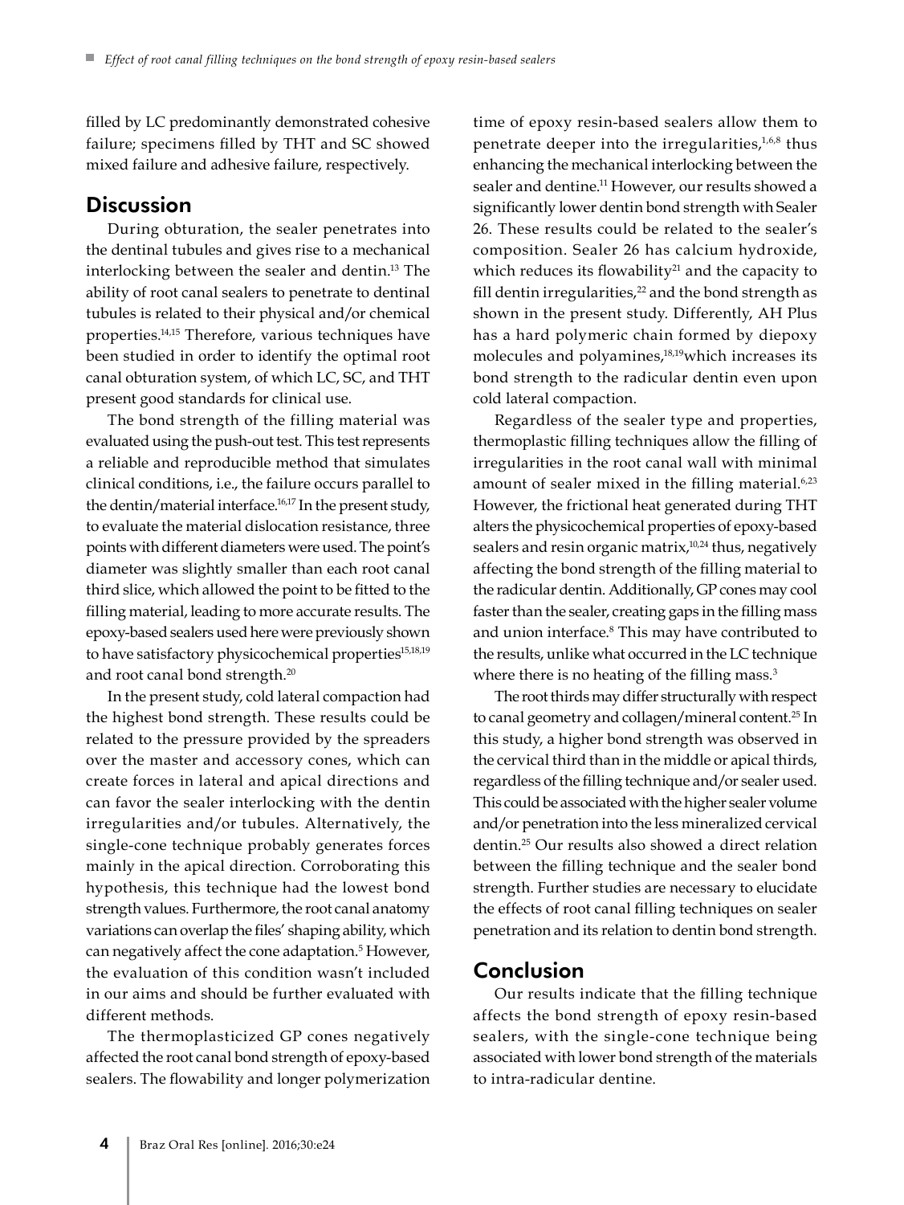filled by LC predominantly demonstrated cohesive failure; specimens filled by THT and SC showed mixed failure and adhesive failure, respectively.

## Discussion

During obturation, the sealer penetrates into the dentinal tubules and gives rise to a mechanical interlocking between the sealer and dentin.[13] The ability of root canal sealers to penetrate to dentinal tubules is related to their physical and/or chemical properties.[14,15] Therefore, various techniques have been studied in order to identify the optimal root canal obturation system, of which LC, SC, and THT present good standards for clinical use.

The bond strength of the filling material was evaluated using the push-out test. This test represents a reliable and reproducible method that simulates clinical conditions, i.e., the failure occurs parallel to the dentin/material interface.[16,17] In the present study, to evaluate the material dislocation resistance, three points with different diameters were used. The point's diameter was slightly smaller than each root canal third slice, which allowed the point to be fitted to the filling material, leading to more accurate results. The epoxy-based sealers used here were previously shown to have satisfactory physicochemical properties[15,18,19] and root canal bond strength.[20]

In the present study, cold lateral compaction had the highest bond strength. These results could be related to the pressure provided by the spreaders over the master and accessory cones, which can create forces in lateral and apical directions and can favor the sealer interlocking with the dentin irregularities and/or tubules. Alternatively, the single-cone technique probably generates forces mainly in the apical direction. Corroborating this hypothesis, this technique had the lowest bond strength values. Furthermore, the root canal anatomy variations can overlap the files' shaping ability, which can negatively affect the cone adaptation.[5] However, the evaluation of this condition wasn't included in our aims and should be further evaluated with different methods.

The thermoplasticized GP cones negatively affected the root canal bond strength of epoxy-based sealers. The flowability and longer polymerization time of epoxy resin-based sealers allow them to penetrate deeper into the irregularities,[1,6,8] thus enhancing the mechanical interlocking between the sealer and dentine.[11] However, our results showed a significantly lower dentin bond strength with Sealer 26. These results could be related to the sealer's composition. Sealer 26 has calcium hydroxide, which reduces its flowability[21] and the capacity to fill dentin irregularities,[22] and the bond strength as shown in the present study. Differently, AH Plus has a hard polymeric chain formed by diepoxy molecules and polyamines,[18,19] which increases its bond strength to the radicular dentin even upon cold lateral compaction.

Regardless of the sealer type and properties, thermoplastic filling techniques allow the filling of irregularities in the root canal wall with minimal amount of sealer mixed in the filling material.[6,23] However, the frictional heat generated during THT alters the physicochemical properties of epoxy-based sealers and resin organic matrix,[10,24] thus, negatively affecting the bond strength of the filling material to the radicular dentin. Additionally, GP cones may cool faster than the sealer, creating gaps in the filling mass and union interface.[8] This may have contributed to the results, unlike what occurred in the LC technique where there is no heating of the filling mass.[3]

The root thirds may differ structurally with respect to canal geometry and collagen/mineral content.[25] In this study, a higher bond strength was observed in the cervical third than in the middle or apical thirds, regardless of the filling technique and/or sealer used. This could be associated with the higher sealer volume and/or penetration into the less mineralized cervical dentin.[25] Our results also showed a direct relation between the filling technique and the sealer bond strength. Further studies are necessary to elucidate the effects of root canal filling techniques on sealer penetration and its relation to dentin bond strength.

## Conclusion

Our results indicate that the filling technique affects the bond strength of epoxy resin-based sealers, with the single-cone technique being associated with lower bond strength of the materials to intra-radicular dentine.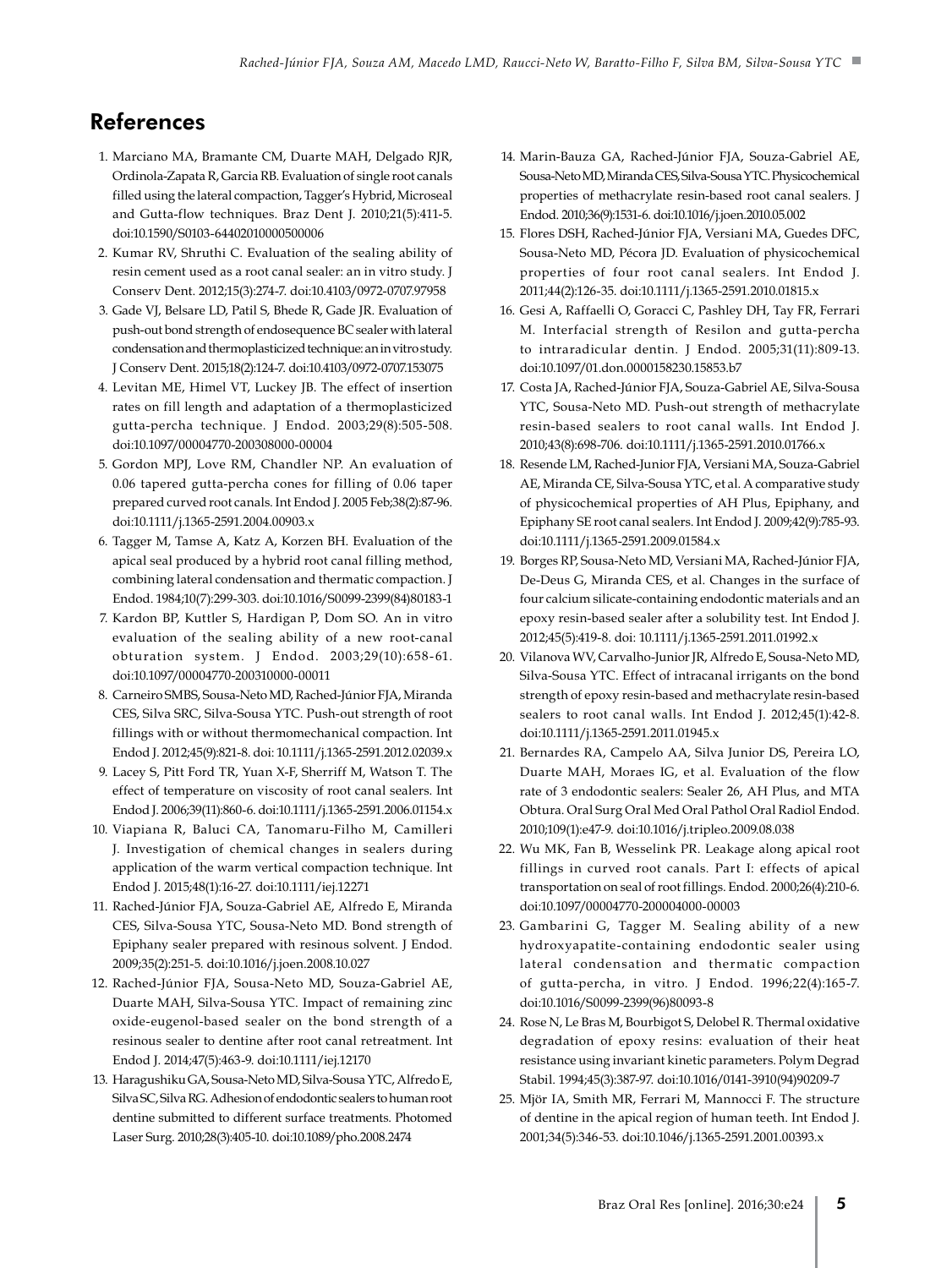## References

1. Marciano MA, Bramante CM, Duarte MAH, Delgado RJR, Ordinola-Zapata R, Garcia RB. Evaluation of single root canals filled using the lateral compaction, Tagger's Hybrid, Microseal and Gutta-flow techniques. Braz Dent J. 2010;21(5):411-5. doi:10.1590/S0103-64402010000500006
2. Kumar RV, Shruthi C. Evaluation of the sealing ability of resin cement used as a root canal sealer: an in vitro study. J Conserv Dent. 2012;15(3):274-7. doi:10.4103/0972-0707.97958
3. Gade VJ, Belsare LD, Patil S, Bhede R, Gade JR. Evaluation of push-out bond strength of endosequence BC sealer with lateral condensation and thermoplasticized technique: an in vitro study. J Conserv Dent. 2015;18(2):124-7. doi:10.4103/0972-0707.153075
4. Levitan ME, Himel VT, Luckey JB. The effect of insertion rates on fill length and adaptation of a thermoplasticized gutta-percha technique. J Endod. 2003;29(8):505-508. doi:10.1097/00004770-200308000-00004
5. Gordon MPJ, Love RM, Chandler NP. An evaluation of 0.06 tapered gutta-percha cones for filling of 0.06 taper prepared curved root canals. Int Endod J. 2005 Feb;38(2):87-96. doi:10.1111/j.1365-2591.2004.00903.x
6. Tagger M, Tamse A, Katz A, Korzen BH. Evaluation of the apical seal produced by a hybrid root canal filling method, combining lateral condensation and thermatic compaction. J Endod. 1984;10(7):299-303. doi:10.1016/S0099-2399(84)80183-1
7. Kardon BP, Kuttler S, Hardigan P, Dom SO. An in vitro evaluation of the sealing ability of a new root-canal obturation system. J Endod. 2003;29(10):658-61. doi:10.1097/00004770-200310000-00011
8. Carneiro SMBS, Sousa-Neto MD, Rached-Júnior FJA, Miranda CES, Silva SRC, Silva-Sousa YTC. Push-out strength of root fillings with or without thermomechanical compaction. Int Endod J. 2012;45(9):821-8. doi: 10.1111/j.1365-2591.2012.02039.x
9. Lacey S, Pitt Ford TR, Yuan X-F, Sherriff M, Watson T. The effect of temperature on viscosity of root canal sealers. Int Endod J. 2006;39(11):860-6. doi:10.1111/j.1365-2591.2006.01154.x
10. Viapiana R, Baluci CA, Tanomaru-Filho M, Camilleri J. Investigation of chemical changes in sealers during application of the warm vertical compaction technique. Int Endod J. 2015;48(1):16-27. doi:10.1111/iej.12271
11. Rached-Júnior FJA, Souza-Gabriel AE, Alfredo E, Miranda CES, Silva-Sousa YTC, Sousa-Neto MD. Bond strength of Epiphany sealer prepared with resinous solvent. J Endod. 2009;35(2):251-5. doi:10.1016/j.joen.2008.10.027
12. Rached-Júnior FJA, Sousa-Neto MD, Souza-Gabriel AE, Duarte MAH, Silva-Sousa YTC. Impact of remaining zinc oxide-eugenol-based sealer on the bond strength of a resinous sealer to dentine after root canal retreatment. Int Endod J. 2014;47(5):463-9. doi:10.1111/iej.12170
13. Haragushiku GA, Sousa-Neto MD, Silva-Sousa YTC, Alfredo E, Silva SC, Silva RG. Adhesion of endodontic sealers to human root dentine submitted to different surface treatments. Photomed Laser Surg. 2010;28(3):405-10. doi:10.1089/pho.2008.2474
14. Marin-Bauza GA, Rached-Júnior FJA, Souza-Gabriel AE, Sousa-Neto MD, Miranda CES, Silva-Sousa YTC. Physicochemical properties of methacrylate resin-based root canal sealers. J Endod. 2010;36(9):1531-6. doi:10.1016/j.joen.2010.05.002
15. Flores DSH, Rached-Júnior FJA, Versiani MA, Guedes DFC, Sousa-Neto MD, Pécora JD. Evaluation of physicochemical properties of four root canal sealers. Int Endod J. 2011;44(2):126-35. doi:10.1111/j.1365-2591.2010.01815.x
16. Gesi A, Raffaelli O, Goracci C, Pashley DH, Tay FR, Ferrari M. Interfacial strength of Resilon and gutta-percha to intraradicular dentin. J Endod. 2005;31(11):809-13. doi:10.1097/01.don.0000158230.15853.b7
17. Costa JA, Rached-Júnior FJA, Souza-Gabriel AE, Silva-Sousa YTC, Sousa-Neto MD. Push-out strength of methacrylate resin-based sealers to root canal walls. Int Endod J. 2010;43(8):698-706. doi:10.1111/j.1365-2591.2010.01766.x
18. Resende LM, Rached-Junior FJA, Versiani MA, Souza-Gabriel AE, Miranda CE, Silva-Sousa YTC, et al. A comparative study of physicochemical properties of AH Plus, Epiphany, and Epiphany SE root canal sealers. Int Endod J. 2009;42(9):785-93. doi:10.1111/j.1365-2591.2009.01584.x
19. Borges RP, Sousa-Neto MD, Versiani MA, Rached-Júnior FJA, De-Deus G, Miranda CES, et al. Changes in the surface of four calcium silicate-containing endodontic materials and an epoxy resin-based sealer after a solubility test. Int Endod J. 2012;45(5):419-8. doi: 10.1111/j.1365-2591.2011.01992.x
20. Vilanova WV, Carvalho-Junior JR, Alfredo E, Sousa-Neto MD, Silva-Sousa YTC. Effect of intracanal irrigants on the bond strength of epoxy resin-based and methacrylate resin-based sealers to root canal walls. Int Endod J. 2012;45(1):42-8. doi:10.1111/j.1365-2591.2011.01945.x
21. Bernardes RA, Campelo AA, Silva Junior DS, Pereira LO, Duarte MAH, Moraes IG, et al. Evaluation of the flow rate of 3 endodontic sealers: Sealer 26, AH Plus, and MTA Obtura. Oral Surg Oral Med Oral Pathol Oral Radiol Endod. 2010;109(1):e47-9. doi:10.1016/j.tripleo.2009.08.038
22. Wu MK, Fan B, Wesselink PR. Leakage along apical root fillings in curved root canals. Part I: effects of apical transportation on seal of root fillings. Endod. 2000;26(4):210-6. doi:10.1097/00004770-200004000-00003
23. Gambarini G, Tagger M. Sealing ability of a new hydroxyapatite-containing endodontic sealer using lateral condensation and thermatic compaction of gutta-percha, in vitro. J Endod. 1996;22(4):165-7. doi:10.1016/S0099-2399(96)80093-8
24. Rose N, Le Bras M, Bourbigot S, Delobel R. Thermal oxidative degradation of epoxy resins: evaluation of their heat resistance using invariant kinetic parameters. Polym Degrad Stabil. 1994;45(3):387-97. doi:10.1016/0141-3910(94)90209-7
25. Mjör IA, Smith MR, Ferrari M, Mannocci F. The structure of dentine in the apical region of human teeth. Int Endod J. 2001;34(5):346-53. doi:10.1046/j.1365-2591.2001.00393.x